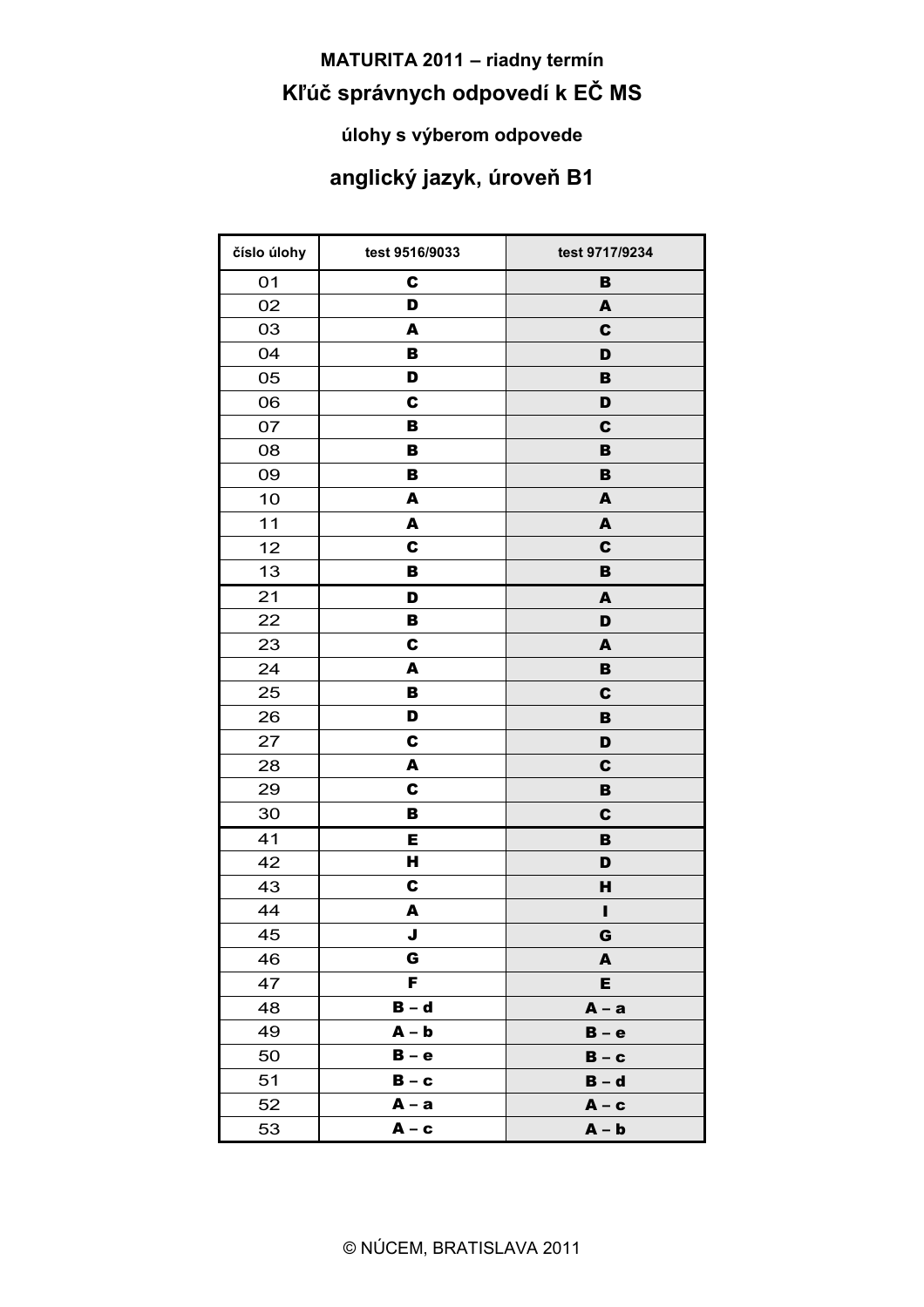**MATURITA 2011 – riadny termín**

## Kľúč správnych odpovedí k EČ MS

**úlohy s výberom odpovede**

## anglický jazyk, úroveň B1

| číslo úlohy | test 9516/9033 | test 9717/9234 |
|---|---|---|
| 01 | C | B |
| 02 | D | A |
| 03 | A | C |
| 04 | B | D |
| 05 | D | B |
| 06 | C | D |
| 07 | B | C |
| 08 | B | B |
| 09 | B | B |
| 10 | A | A |
| 11 | A | A |
| 12 | C | C |
| 13 | B | B |
| 21 | D | A |
| 22 | B | D |
| 23 | C | A |
| 24 | A | B |
| 25 | B | C |
| 26 | D | B |
| 27 | C | D |
| 28 | A | C |
| 29 | C | B |
| 30 | B | C |
| 41 | E | B |
| 42 | H | D |
| 43 | C | H |
| 44 | A | I |
| 45 | J | G |
| 46 | G | A |
| 47 | F | E |
| 48 | B – d | A – a |
| 49 | A – b | B – e |
| 50 | B – e | B – c |
| 51 | B – c | B – d |
| 52 | A – a | A – c |
| 53 | A – c | A – b |

© NÚCEM, BRATISLAVA 2011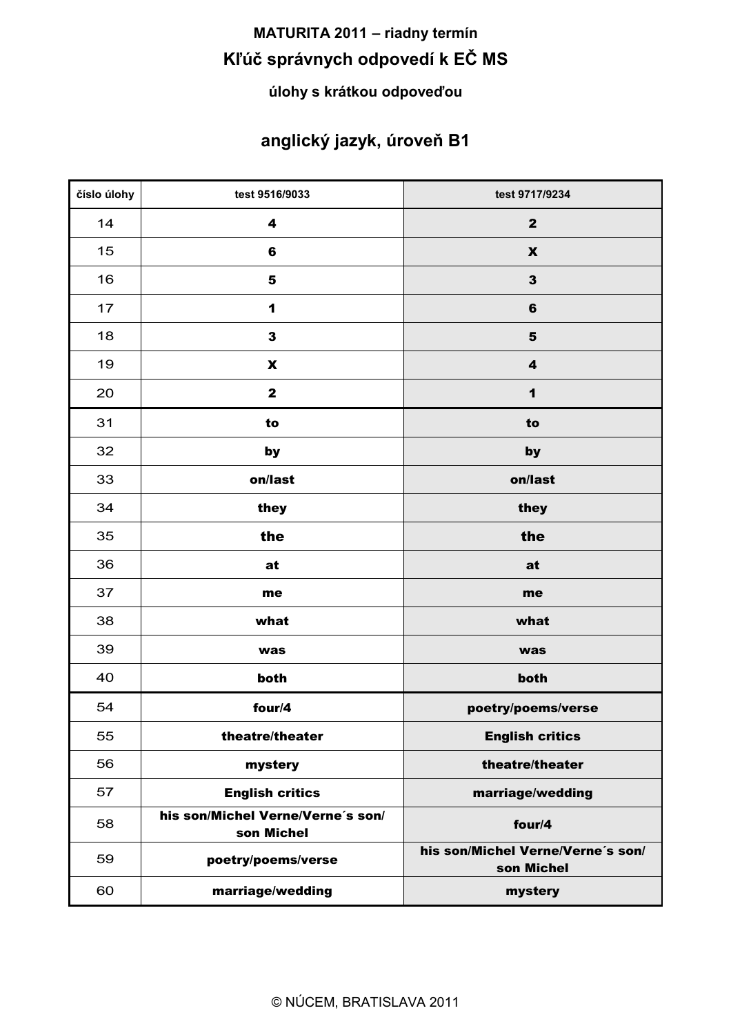**MATURITA 2011 – riadny termín**

## Kľúč správnych odpovedí k EČ MS

**úlohy s krátkou odpoveďou**

## anglický jazyk, úroveň B1

| číslo úlohy | test 9516/9033 | test 9717/9234 |
|---|---|---|
| 14 | **4** | **2** |
| 15 | **6** | **X** |
| 16 | **5** | **3** |
| 17 | **1** | **6** |
| 18 | **3** | **5** |
| 19 | **X** | **4** |
| 20 | **2** | **1** |
| 31 | **to** | **to** |
| 32 | **by** | **by** |
| 33 | **on/last** | **on/last** |
| 34 | **they** | **they** |
| 35 | **the** | **the** |
| 36 | **at** | **at** |
| 37 | **me** | **me** |
| 38 | **what** | **what** |
| 39 | **was** | **was** |
| 40 | **both** | **both** |
| 54 | **four/4** | **poetry/poems/verse** |
| 55 | **theatre/theater** | **English critics** |
| 56 | **mystery** | **theatre/theater** |
| 57 | **English critics** | **marriage/wedding** |
| 58 | **his son/Michel Verne/Verne´s son/ son Michel** | **four/4** |
| 59 | **poetry/poems/verse** | **his son/Michel Verne/Verne´s son/ son Michel** |
| 60 | **marriage/wedding** | **mystery** |

© NÚCEM, BRATISLAVA 2011